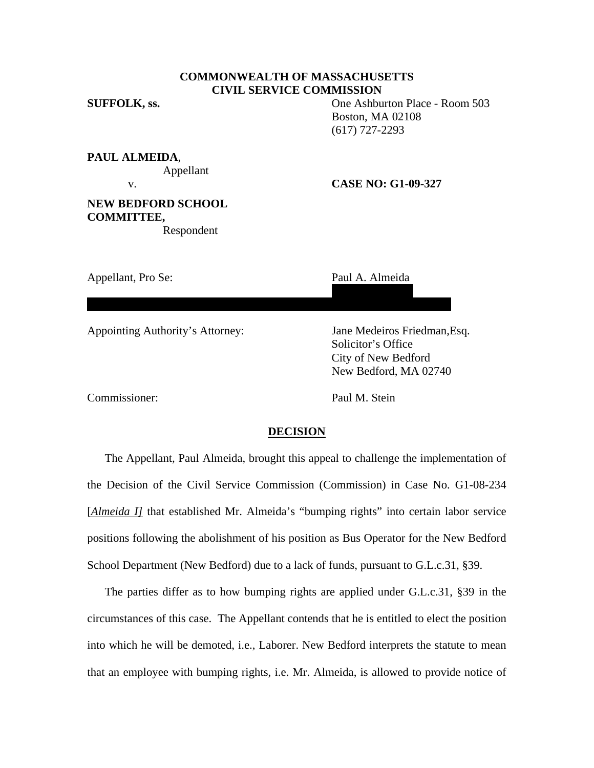**COMMONWEALTH OF MASSACHUSETTS**
**CIVIL SERVICE COMMISSION**

**SUFFOLK, ss.**

One Ashburton Place - Room 503
Boston, MA 02108
(617) 727-2293

**PAUL ALMEIDA**,
Appellant

v.

**CASE NO: G1-09-327**

**NEW BEDFORD SCHOOL COMMITTEE,**
Respondent

Appellant, Pro Se: Paul A. Almeida

Appointing Authority's Attorney: Jane Medeiros Friedman,Esq.
Solicitor's Office
City of New Bedford
New Bedford, MA 02740

Commissioner: Paul M. Stein

## DECISION

The Appellant, Paul Almeida, brought this appeal to challenge the implementation of the Decision of the Civil Service Commission (Commission) in Case No. G1-08-234 [*Almeida I]* that established Mr. Almeida's "bumping rights" into certain labor service positions following the abolishment of his position as Bus Operator for the New Bedford School Department (New Bedford) due to a lack of funds, pursuant to G.L.c.31, §39.

The parties differ as to how bumping rights are applied under G.L.c.31, §39 in the circumstances of this case. The Appellant contends that he is entitled to elect the position into which he will be demoted, i.e., Laborer. New Bedford interprets the statute to mean that an employee with bumping rights, i.e. Mr. Almeida, is allowed to provide notice of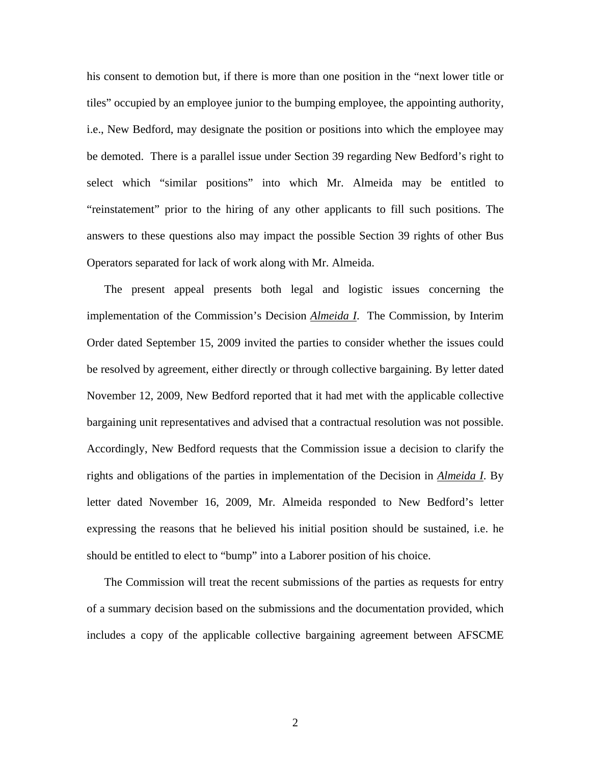his consent to demotion but, if there is more than one position in the "next lower title or tiles" occupied by an employee junior to the bumping employee, the appointing authority, i.e., New Bedford, may designate the position or positions into which the employee may be demoted. There is a parallel issue under Section 39 regarding New Bedford's right to select which "similar positions" into which Mr. Almeida may be entitled to "reinstatement" prior to the hiring of any other applicants to fill such positions. The answers to these questions also may impact the possible Section 39 rights of other Bus Operators separated for lack of work along with Mr. Almeida.

The present appeal presents both legal and logistic issues concerning the implementation of the Commission's Decision *Almeida I*. The Commission, by Interim Order dated September 15, 2009 invited the parties to consider whether the issues could be resolved by agreement, either directly or through collective bargaining. By letter dated November 12, 2009, New Bedford reported that it had met with the applicable collective bargaining unit representatives and advised that a contractual resolution was not possible. Accordingly, New Bedford requests that the Commission issue a decision to clarify the rights and obligations of the parties in implementation of the Decision in *Almeida I*. By letter dated November 16, 2009, Mr. Almeida responded to New Bedford's letter expressing the reasons that he believed his initial position should be sustained, i.e. he should be entitled to elect to "bump" into a Laborer position of his choice.

The Commission will treat the recent submissions of the parties as requests for entry of a summary decision based on the submissions and the documentation provided, which includes a copy of the applicable collective bargaining agreement between AFSCME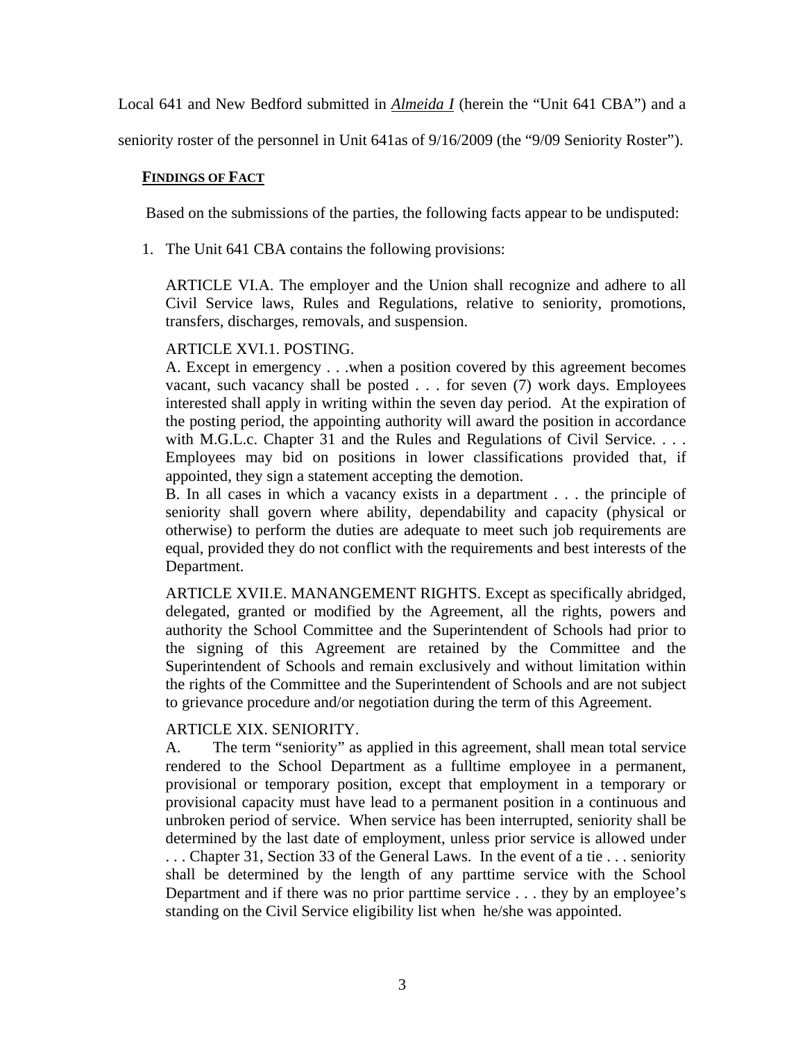Local 641 and New Bedford submitted in ***Almeida I*** (herein the "Unit 641 CBA") and a seniority roster of the personnel in Unit 641as of 9/16/2009 (the "9/09 Seniority Roster").

**FINDINGS OF FACT**

Based on the submissions of the parties, the following facts appear to be undisputed:

1. The Unit 641 CBA contains the following provisions:

   ARTICLE VI.A. The employer and the Union shall recognize and adhere to all Civil Service laws, Rules and Regulations, relative to seniority, promotions, transfers, discharges, removals, and suspension.

   ARTICLE XVI.1. POSTING.
   A. Except in emergency . . .when a position covered by this agreement becomes vacant, such vacancy shall be posted . . . for seven (7) work days. Employees interested shall apply in writing within the seven day period. At the expiration of the posting period, the appointing authority will award the position in accordance with M.G.L.c. Chapter 31 and the Rules and Regulations of Civil Service. . . . Employees may bid on positions in lower classifications provided that, if appointed, they sign a statement accepting the demotion.
   B. In all cases in which a vacancy exists in a department . . . the principle of seniority shall govern where ability, dependability and capacity (physical or otherwise) to perform the duties are adequate to meet such job requirements are equal, provided they do not conflict with the requirements and best interests of the Department.

   ARTICLE XVII.E. MANANGEMENT RIGHTS. Except as specifically abridged, delegated, granted or modified by the Agreement, all the rights, powers and authority the School Committee and the Superintendent of Schools had prior to the signing of this Agreement are retained by the Committee and the Superintendent of Schools and remain exclusively and without limitation within the rights of the Committee and the Superintendent of Schools and are not subject to grievance procedure and/or negotiation during the term of this Agreement.

   ARTICLE XIX. SENIORITY.
   A. The term "seniority" as applied in this agreement, shall mean total service rendered to the School Department as a fulltime employee in a permanent, provisional or temporary position, except that employment in a temporary or provisional capacity must have lead to a permanent position in a continuous and unbroken period of service. When service has been interrupted, seniority shall be determined by the last date of employment, unless prior service is allowed under . . . Chapter 31, Section 33 of the General Laws. In the event of a tie . . . seniority shall be determined by the length of any parttime service with the School Department and if there was no prior parttime service . . . they by an employee's standing on the Civil Service eligibility list when he/she was appointed.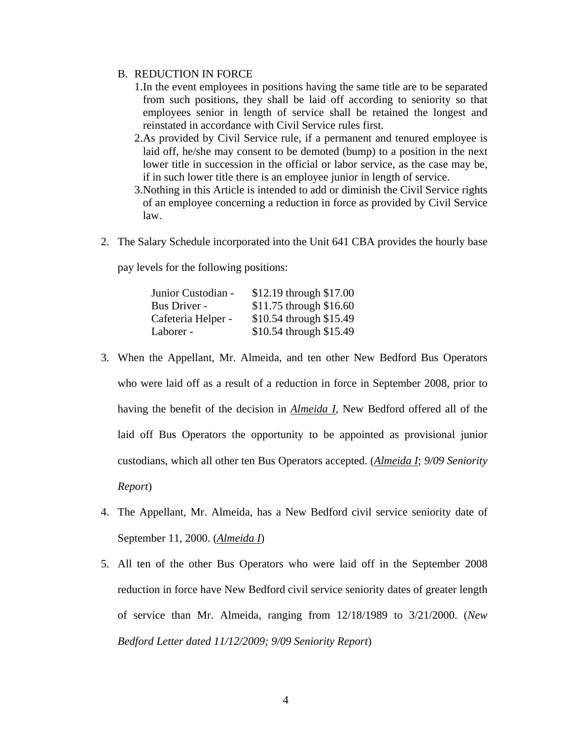B. REDUCTION IN FORCE

1. In the event employees in positions having the same title are to be separated from such positions, they shall be laid off according to seniority so that employees senior in length of service shall be retained the longest and reinstated in accordance with Civil Service rules first.
2. As provided by Civil Service rule, if a permanent and tenured employee is laid off, he/she may consent to be demoted (bump) to a position in the next lower title in succession in the official or labor service, as the case may be, if in such lower title there is an employee junior in length of service.
3. Nothing in this Article is intended to add or diminish the Civil Service rights of an employee concerning a reduction in force as provided by Civil Service law.

2. The Salary Schedule incorporated into the Unit 641 CBA provides the hourly base pay levels for the following positions:

| | |
|---|---|
| Junior Custodian - | $12.19 through $17.00 |
| Bus Driver - | $11.75 through $16.60 |
| Cafeteria Helper - | $10.54 through $15.49 |
| Laborer - | $10.54 through $15.49 |

3. When the Appellant, Mr. Almeida, and ten other New Bedford Bus Operators who were laid off as a result of a reduction in force in September 2008, prior to having the benefit of the decision in ***Almeida I***, New Bedford offered all of the laid off Bus Operators the opportunity to be appointed as provisional junior custodians, which all other ten Bus Operators accepted. (***Almeida I***; *9/09 Seniority Report*)

4. The Appellant, Mr. Almeida, has a New Bedford civil service seniority date of September 11, 2000. (***Almeida I***)

5. All ten of the other Bus Operators who were laid off in the September 2008 reduction in force have New Bedford civil service seniority dates of greater length of service than Mr. Almeida, ranging from 12/18/1989 to 3/21/2000. (*New Bedford Letter dated 11/12/2009; 9/09 Seniority Report*)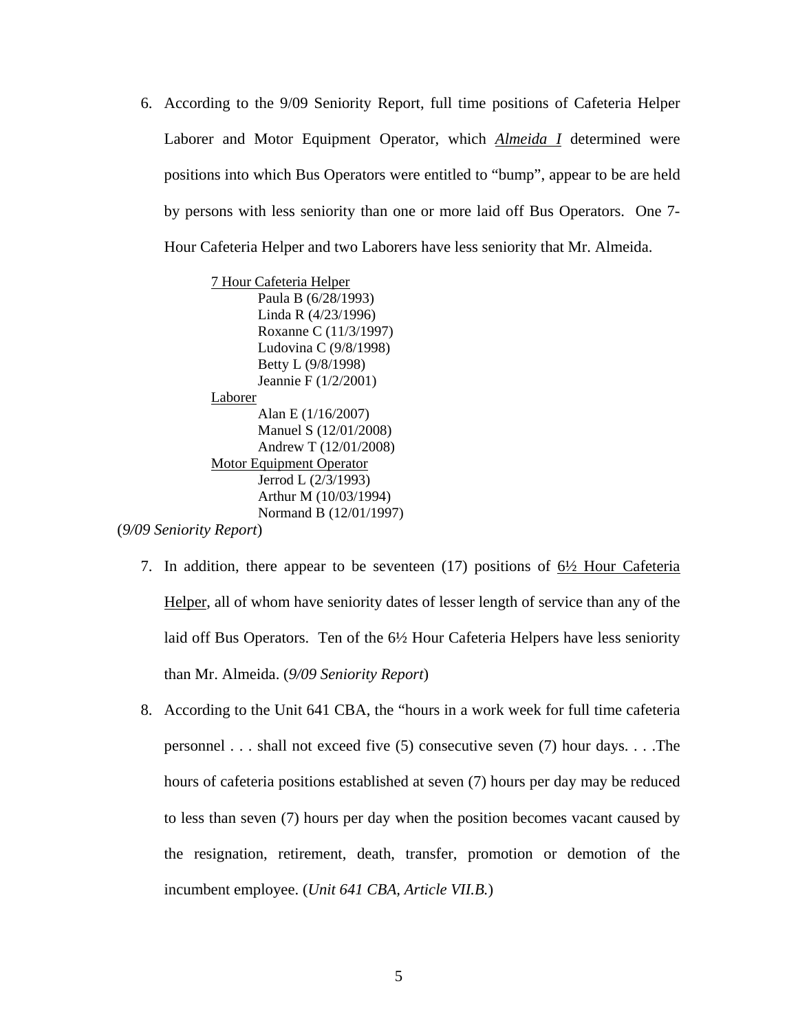6. According to the 9/09 Seniority Report, full time positions of Cafeteria Helper Laborer and Motor Equipment Operator, which *Almeida I* determined were positions into which Bus Operators were entitled to "bump", appear to be are held by persons with less seniority than one or more laid off Bus Operators. One 7-Hour Cafeteria Helper and two Laborers have less seniority that Mr. Almeida.

   <u>7 Hour Cafeteria Helper</u>
   - Paula B (6/28/1993)
   - Linda R (4/23/1996)
   - Roxanne C (11/3/1997)
   - Ludovina C (9/8/1998)
   - Betty L (9/8/1998)
   - Jeannie F (1/2/2001)

   <u>Laborer</u>
   - Alan E (1/16/2007)
   - Manuel S (12/01/2008)
   - Andrew T (12/01/2008)

   <u>Motor Equipment Operator</u>
   - Jerrod L (2/3/1993)
   - Arthur M (10/03/1994)
   - Normand B (12/01/1997)

(*9/09 Seniority Report*)

7. In addition, there appear to be seventeen (17) positions of <u>6½ Hour Cafeteria Helper</u>, all of whom have seniority dates of lesser length of service than any of the laid off Bus Operators. Ten of the 6½ Hour Cafeteria Helpers have less seniority than Mr. Almeida. (*9/09 Seniority Report*)

8. According to the Unit 641 CBA, the "hours in a work week for full time cafeteria personnel . . . shall not exceed five (5) consecutive seven (7) hour days. . . .The hours of cafeteria positions established at seven (7) hours per day may be reduced to less than seven (7) hours per day when the position becomes vacant caused by the resignation, retirement, death, transfer, promotion or demotion of the incumbent employee. (*Unit 641 CBA, Article VII.B.*)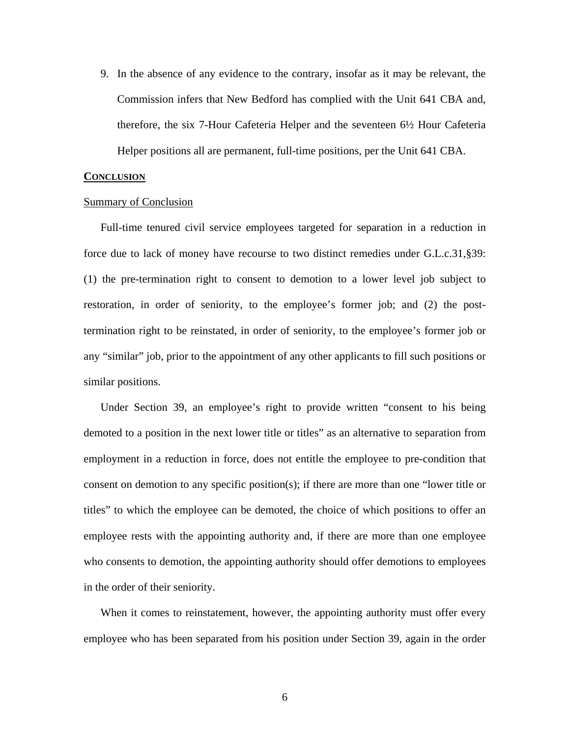9. In the absence of any evidence to the contrary, insofar as it may be relevant, the Commission infers that New Bedford has complied with the Unit 641 CBA and, therefore, the six 7-Hour Cafeteria Helper and the seventeen 6½ Hour Cafeteria Helper positions all are permanent, full-time positions, per the Unit 641 CBA.

## CONCLUSION

### Summary of Conclusion

Full-time tenured civil service employees targeted for separation in a reduction in force due to lack of money have recourse to two distinct remedies under G.L.c.31,§39: (1) the pre-termination right to consent to demotion to a lower level job subject to restoration, in order of seniority, to the employee's former job; and (2) the post-termination right to be reinstated, in order of seniority, to the employee's former job or any "similar" job, prior to the appointment of any other applicants to fill such positions or similar positions.

Under Section 39, an employee's right to provide written "consent to his being demoted to a position in the next lower title or titles" as an alternative to separation from employment in a reduction in force, does not entitle the employee to pre-condition that consent on demotion to any specific position(s); if there are more than one "lower title or titles" to which the employee can be demoted, the choice of which positions to offer an employee rests with the appointing authority and, if there are more than one employee who consents to demotion, the appointing authority should offer demotions to employees in the order of their seniority.

When it comes to reinstatement, however, the appointing authority must offer every employee who has been separated from his position under Section 39, again in the order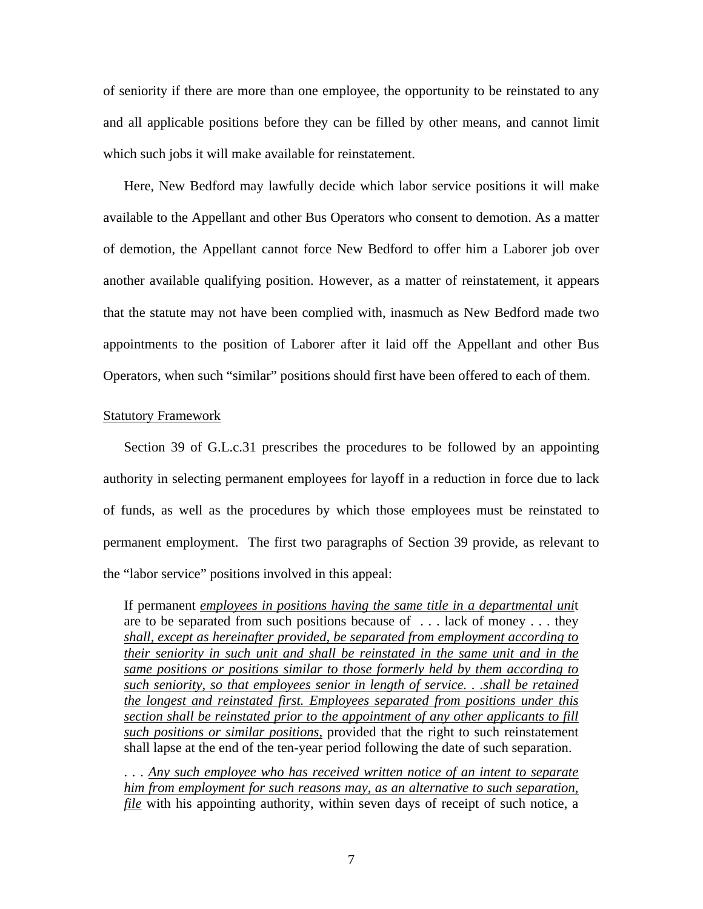of seniority if there are more than one employee, the opportunity to be reinstated to any and all applicable positions before they can be filled by other means, and cannot limit which such jobs it will make available for reinstatement.

Here, New Bedford may lawfully decide which labor service positions it will make available to the Appellant and other Bus Operators who consent to demotion. As a matter of demotion, the Appellant cannot force New Bedford to offer him a Laborer job over another available qualifying position. However, as a matter of reinstatement, it appears that the statute may not have been complied with, inasmuch as New Bedford made two appointments to the position of Laborer after it laid off the Appellant and other Bus Operators, when such "similar" positions should first have been offered to each of them.

Statutory Framework

Section 39 of G.L.c.31 prescribes the procedures to be followed by an appointing authority in selecting permanent employees for layoff in a reduction in force due to lack of funds, as well as the procedures by which those employees must be reinstated to permanent employment. The first two paragraphs of Section 39 provide, as relevant to the "labor service" positions involved in this appeal:

> If permanent *employees in positions having the same title in a departmental uni*t are to be separated from such positions because of . . . lack of money . . . they *shall, except as hereinafter provided, be separated from employment according to their seniority in such unit and shall be reinstated in the same unit and in the same positions or positions similar to those formerly held by them according to such seniority, so that employees senior in length of service. . .shall be retained the longest and reinstated first. Employees separated from positions under this section shall be reinstated prior to the appointment of any other applicants to fill such positions or similar positions,* provided that the right to such reinstatement shall lapse at the end of the ten-year period following the date of such separation.
>
> . . . *Any such employee who has received written notice of an intent to separate him from employment for such reasons may, as an alternative to such separation, file* with his appointing authority, within seven days of receipt of such notice, a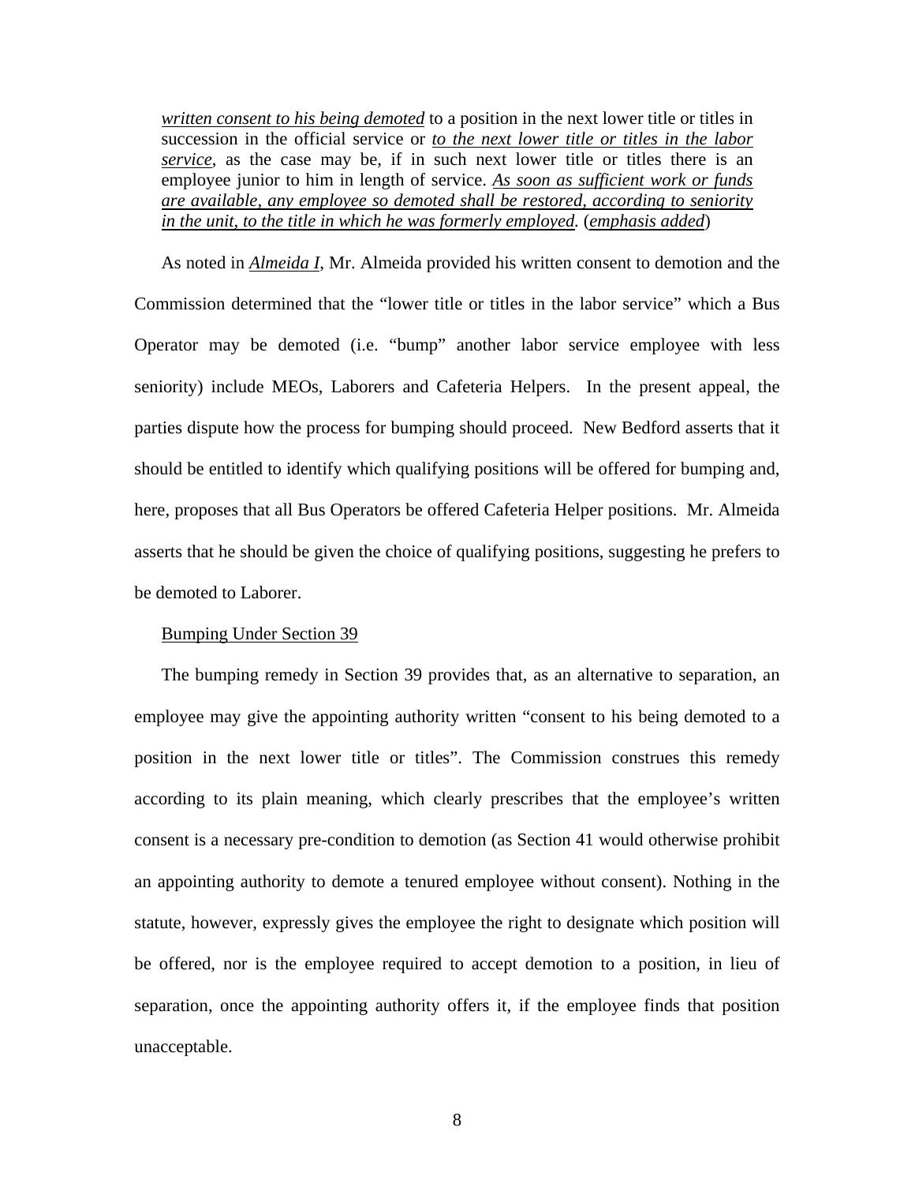> *written consent to his being demoted* to a position in the next lower title or titles in succession in the official service or *to the next lower title or titles in the labor service*, as the case may be, if in such next lower title or titles there is an employee junior to him in length of service. *As soon as sufficient work or funds are available, any employee so demoted shall be restored, according to seniority in the unit, to the title in which he was formerly employed.* (*emphasis added*)

As noted in *Almeida I*, Mr. Almeida provided his written consent to demotion and the Commission determined that the "lower title or titles in the labor service" which a Bus Operator may be demoted (i.e. "bump" another labor service employee with less seniority) include MEOs, Laborers and Cafeteria Helpers. In the present appeal, the parties dispute how the process for bumping should proceed. New Bedford asserts that it should be entitled to identify which qualifying positions will be offered for bumping and, here, proposes that all Bus Operators be offered Cafeteria Helper positions. Mr. Almeida asserts that he should be given the choice of qualifying positions, suggesting he prefers to be demoted to Laborer.

Bumping Under Section 39

The bumping remedy in Section 39 provides that, as an alternative to separation, an employee may give the appointing authority written "consent to his being demoted to a position in the next lower title or titles". The Commission construes this remedy according to its plain meaning, which clearly prescribes that the employee's written consent is a necessary pre-condition to demotion (as Section 41 would otherwise prohibit an appointing authority to demote a tenured employee without consent). Nothing in the statute, however, expressly gives the employee the right to designate which position will be offered, nor is the employee required to accept demotion to a position, in lieu of separation, once the appointing authority offers it, if the employee finds that position unacceptable.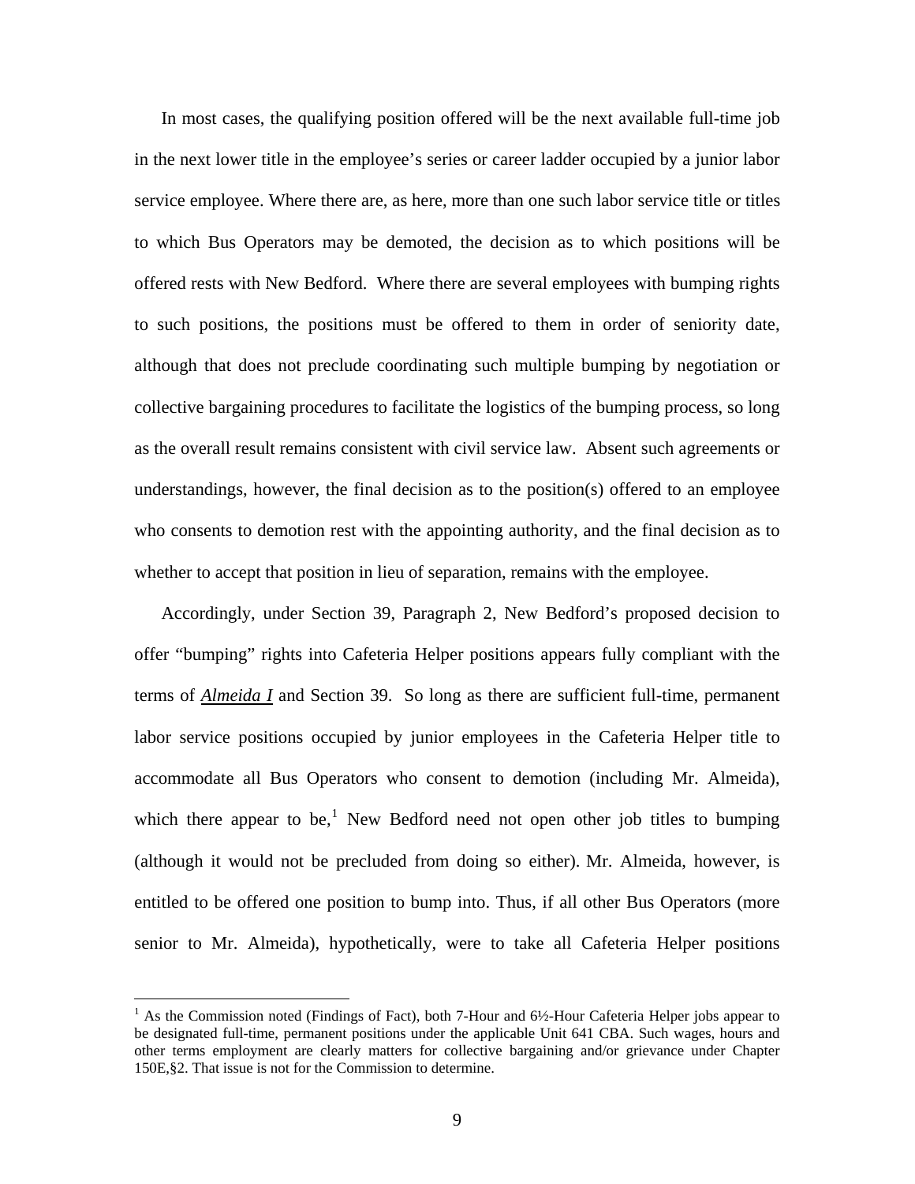In most cases, the qualifying position offered will be the next available full-time job in the next lower title in the employee's series or career ladder occupied by a junior labor service employee. Where there are, as here, more than one such labor service title or titles to which Bus Operators may be demoted, the decision as to which positions will be offered rests with New Bedford. Where there are several employees with bumping rights to such positions, the positions must be offered to them in order of seniority date, although that does not preclude coordinating such multiple bumping by negotiation or collective bargaining procedures to facilitate the logistics of the bumping process, so long as the overall result remains consistent with civil service law. Absent such agreements or understandings, however, the final decision as to the position(s) offered to an employee who consents to demotion rest with the appointing authority, and the final decision as to whether to accept that position in lieu of separation, remains with the employee.

Accordingly, under Section 39, Paragraph 2, New Bedford's proposed decision to offer "bumping" rights into Cafeteria Helper positions appears fully compliant with the terms of ***Almeida I*** and Section 39. So long as there are sufficient full-time, permanent labor service positions occupied by junior employees in the Cafeteria Helper title to accommodate all Bus Operators who consent to demotion (including Mr. Almeida), which there appear to be,[1] New Bedford need not open other job titles to bumping (although it would not be precluded from doing so either). Mr. Almeida, however, is entitled to be offered one position to bump into. Thus, if all other Bus Operators (more senior to Mr. Almeida), hypothetically, were to take all Cafeteria Helper positions

---

[1] As the Commission noted (Findings of Fact), both 7-Hour and 6½-Hour Cafeteria Helper jobs appear to be designated full-time, permanent positions under the applicable Unit 641 CBA. Such wages, hours and other terms employment are clearly matters for collective bargaining and/or grievance under Chapter 150E,§2. That issue is not for the Commission to determine.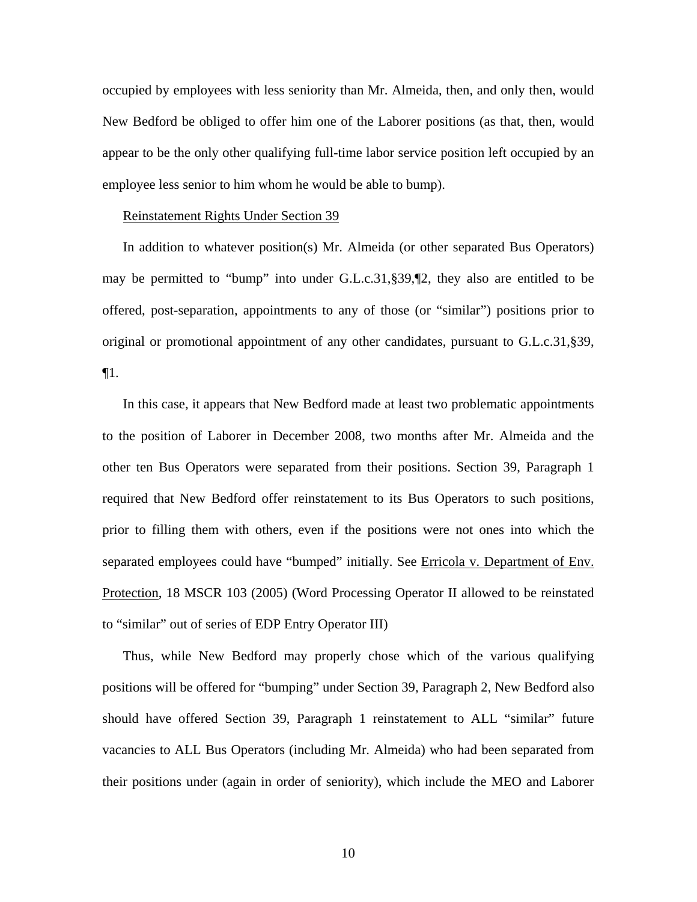occupied by employees with less seniority than Mr. Almeida, then, and only then, would New Bedford be obliged to offer him one of the Laborer positions (as that, then, would appear to be the only other qualifying full-time labor service position left occupied by an employee less senior to him whom he would be able to bump).

Reinstatement Rights Under Section 39

In addition to whatever position(s) Mr. Almeida (or other separated Bus Operators) may be permitted to "bump" into under G.L.c.31,§39,¶2, they also are entitled to be offered, post-separation, appointments to any of those (or "similar") positions prior to original or promotional appointment of any other candidates, pursuant to G.L.c.31,§39, ¶1.

In this case, it appears that New Bedford made at least two problematic appointments to the position of Laborer in December 2008, two months after Mr. Almeida and the other ten Bus Operators were separated from their positions. Section 39, Paragraph 1 required that New Bedford offer reinstatement to its Bus Operators to such positions, prior to filling them with others, even if the positions were not ones into which the separated employees could have "bumped" initially. See Erricola v. Department of Env. Protection, 18 MSCR 103 (2005) (Word Processing Operator II allowed to be reinstated to "similar" out of series of EDP Entry Operator III)

Thus, while New Bedford may properly chose which of the various qualifying positions will be offered for "bumping" under Section 39, Paragraph 2, New Bedford also should have offered Section 39, Paragraph 1 reinstatement to ALL "similar" future vacancies to ALL Bus Operators (including Mr. Almeida) who had been separated from their positions under (again in order of seniority), which include the MEO and Laborer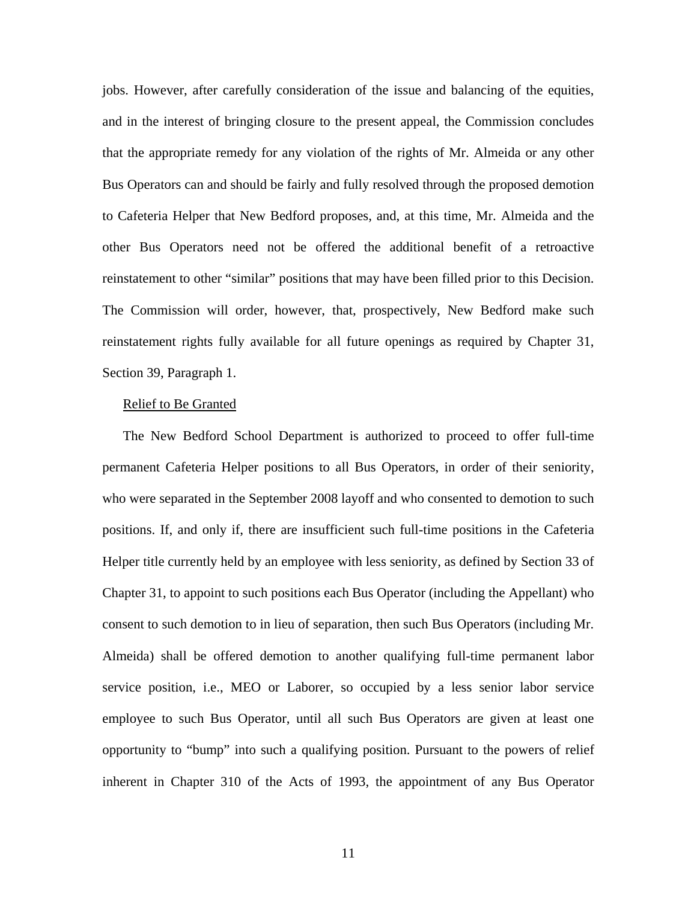jobs. However, after carefully consideration of the issue and balancing of the equities, and in the interest of bringing closure to the present appeal, the Commission concludes that the appropriate remedy for any violation of the rights of Mr. Almeida or any other Bus Operators can and should be fairly and fully resolved through the proposed demotion to Cafeteria Helper that New Bedford proposes, and, at this time, Mr. Almeida and the other Bus Operators need not be offered the additional benefit of a retroactive reinstatement to other "similar" positions that may have been filled prior to this Decision. The Commission will order, however, that, prospectively, New Bedford make such reinstatement rights fully available for all future openings as required by Chapter 31, Section 39, Paragraph 1.

Relief to Be Granted

The New Bedford School Department is authorized to proceed to offer full-time permanent Cafeteria Helper positions to all Bus Operators, in order of their seniority, who were separated in the September 2008 layoff and who consented to demotion to such positions. If, and only if, there are insufficient such full-time positions in the Cafeteria Helper title currently held by an employee with less seniority, as defined by Section 33 of Chapter 31, to appoint to such positions each Bus Operator (including the Appellant) who consent to such demotion to in lieu of separation, then such Bus Operators (including Mr. Almeida) shall be offered demotion to another qualifying full-time permanent labor service position, i.e., MEO or Laborer, so occupied by a less senior labor service employee to such Bus Operator, until all such Bus Operators are given at least one opportunity to "bump" into such a qualifying position. Pursuant to the powers of relief inherent in Chapter 310 of the Acts of 1993, the appointment of any Bus Operator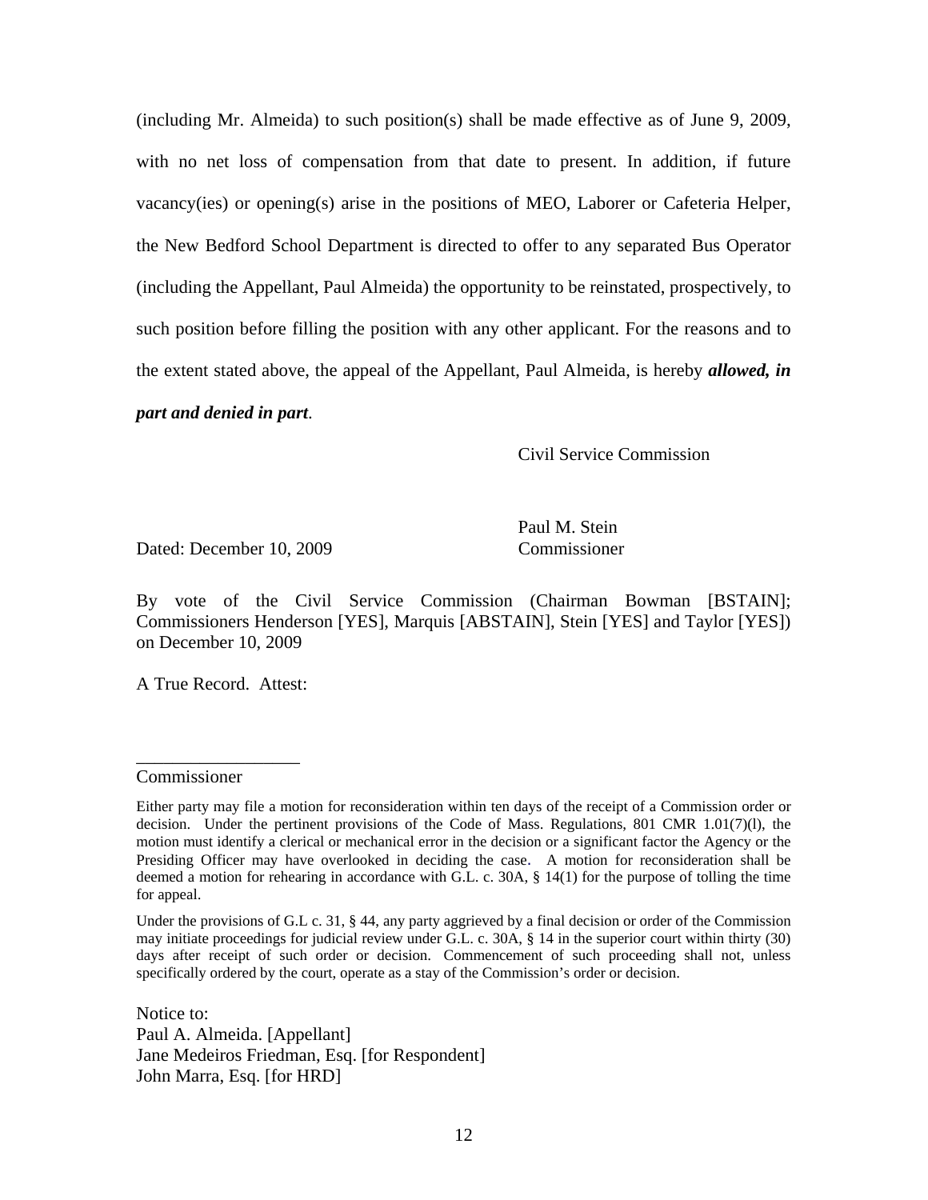(including Mr. Almeida) to such position(s) shall be made effective as of June 9, 2009, with no net loss of compensation from that date to present. In addition, if future vacancy(ies) or opening(s) arise in the positions of MEO, Laborer or Cafeteria Helper, the New Bedford School Department is directed to offer to any separated Bus Operator (including the Appellant, Paul Almeida) the opportunity to be reinstated, prospectively, to such position before filling the position with any other applicant. For the reasons and to the extent stated above, the appeal of the Appellant, Paul Almeida, is hereby ***allowed, in part and denied in part***.

Civil Service Commission

Paul M. Stein
Commissioner

Dated: December 10, 2009

By vote of the Civil Service Commission (Chairman Bowman [BSTAIN]; Commissioners Henderson [YES], Marquis [ABSTAIN], Stein [YES] and Taylor [YES]) on December 10, 2009

A True Record. Attest:

___________________
Commissioner

Either party may file a motion for reconsideration within ten days of the receipt of a Commission order or decision. Under the pertinent provisions of the Code of Mass. Regulations, 801 CMR 1.01(7)(l), the motion must identify a clerical or mechanical error in the decision or a significant factor the Agency or the Presiding Officer may have overlooked in deciding the case. A motion for reconsideration shall be deemed a motion for rehearing in accordance with G.L. c. 30A, § 14(1) for the purpose of tolling the time for appeal.

Under the provisions of G.L c. 31, § 44, any party aggrieved by a final decision or order of the Commission may initiate proceedings for judicial review under G.L. c. 30A, § 14 in the superior court within thirty (30) days after receipt of such order or decision. Commencement of such proceeding shall not, unless specifically ordered by the court, operate as a stay of the Commission's order or decision.

Notice to:
Paul A. Almeida. [Appellant]
Jane Medeiros Friedman, Esq. [for Respondent]
John Marra, Esq. [for HRD]